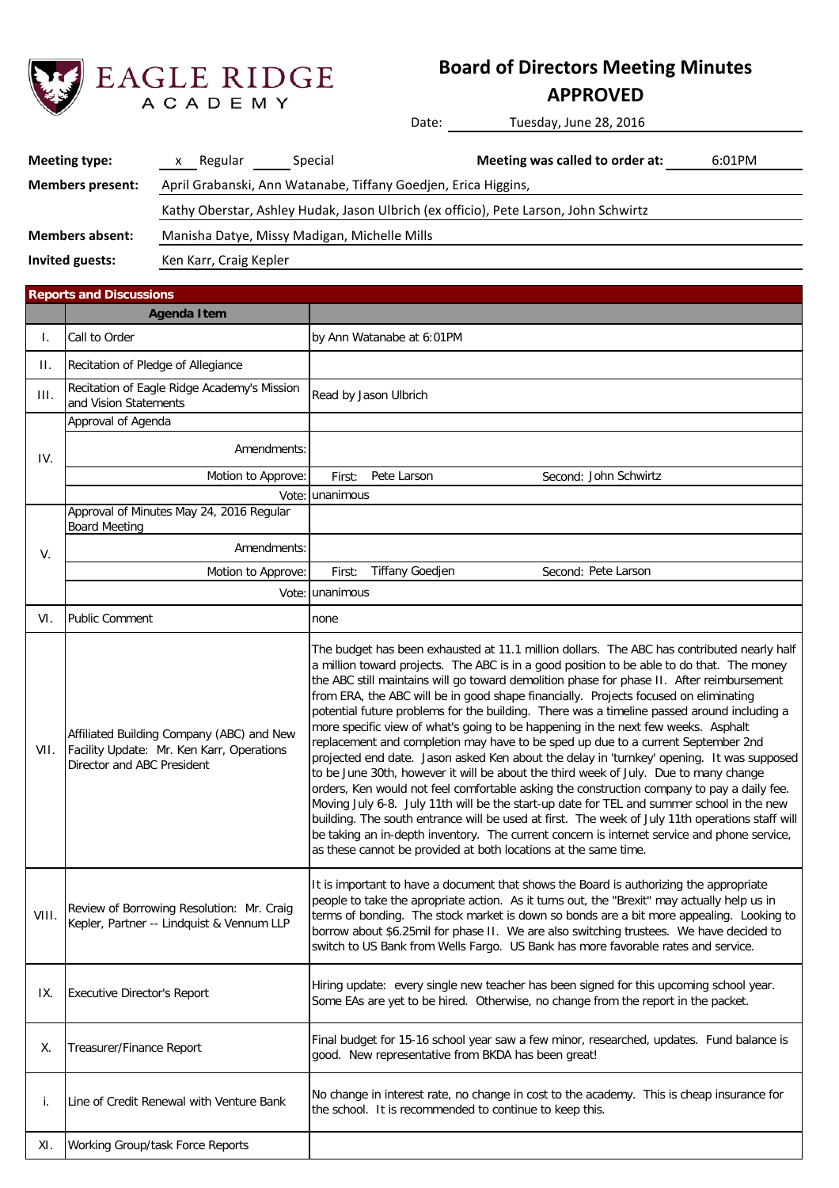EAGLE RIDGE ACADEMY

# Board of Directors Meeting Minutes

## APPROVED

Date: Tuesday, June 28, 2016

**Meeting type:** x Regular ___ Special

**Meeting was called to order at:** 6:01PM

**Members present:** April Grabanski, Ann Watanabe, Tiffany Goedjen, Erica Higgins, Kathy Oberstar, Ashley Hudak, Jason Ulbrich (ex officio), Pete Larson, John Schwirtz

**Members absent:** Manisha Datye, Missy Madigan, Michelle Mills

**Invited guests:** Ken Karr, Craig Kepler

**Reports and Discussions**

| | Agenda Item | |
|---|---|---|
| I. | Call to Order | by Ann Watanabe at 6:01PM |
| II. | Recitation of Pledge of Allegiance | |
| III. | Recitation of Eagle Ridge Academy's Mission and Vision Statements | Read by Jason Ulbrich |
| IV. | Approval of Agenda | |
| | Amendments: | |
| | Motion to Approve: | First: Pete Larson Second: John Schwirtz |
| | Vote: | unanimous |
| V. | Approval of Minutes May 24, 2016 Regular Board Meeting | |
| | Amendments: | |
| | Motion to Approve: | First: Tiffany Goedjen Second: Pete Larson |
| | Vote: | unanimous |
| VI. | Public Comment | none |
| VII. | Affiliated Building Company (ABC) and New Facility Update: Mr. Ken Karr, Operations Director and ABC President | The budget has been exhausted at 11.1 million dollars. The ABC has contributed nearly half a million toward projects. The ABC is in a good position to be able to do that. The money the ABC still maintains will go toward demolition phase for phase II. After reimbursement from ERA, the ABC will be in good shape financially. Projects focused on eliminating potential future problems for the building. There was a timeline passed around including a more specific view of what's going to be happening in the next few weeks. Asphalt replacement and completion may have to be sped up due to a current September 2nd projected end date. Jason asked Ken about the delay in 'turnkey' opening. It was supposed to be June 30th, however it will be about the third week of July. Due to many change orders, Ken would not feel comfortable asking the construction company to pay a daily fee. Moving July 6-8. July 11th will be the start-up date for TEL and summer school in the new building. The south entrance will be used at first. The week of July 11th operations staff will be taking an in-depth inventory. The current concern is internet service and phone service, as these cannot be provided at both locations at the same time. |
| VIII. | Review of Borrowing Resolution: Mr. Craig Kepler, Partner -- Lindquist & Vennum LLP | It is important to have a document that shows the Board is authorizing the appropriate people to take the apropriate action. As it turns out, the "Brexit" may actually help us in terms of bonding. The stock market is down so bonds are a bit more appealing. Looking to borrow about $6.25mil for phase II. We are also switching trustees. We have decided to switch to US Bank from Wells Fargo. US Bank has more favorable rates and service. |
| IX. | Executive Director's Report | Hiring update: every single new teacher has been signed for this upcoming school year. Some EAs are yet to be hired. Otherwise, no change from the report in the packet. |
| X. | Treasurer/Finance Report | Final budget for 15-16 school year saw a few minor, researched, updates. Fund balance is good. New representative from BKDA has been great! |
| i. | Line of Credit Renewal with Venture Bank | No change in interest rate, no change in cost to the academy. This is cheap insurance for the school. It is recommended to continue to keep this. |
| XI. | Working Group/task Force Reports | |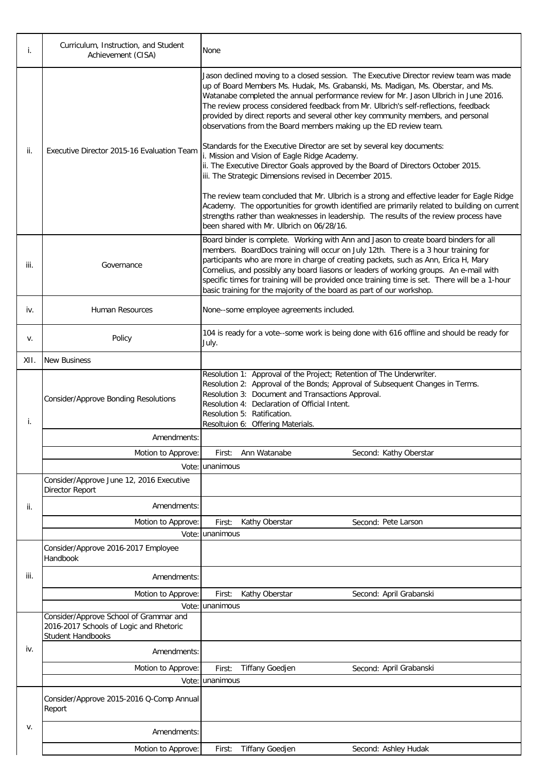| | | |
|---|---|---|
| i. | Curriculum, Instruction, and Student Achievement (CISA) | None |
| ii. | Executive Director 2015-16 Evaluation Team | Jason declined moving to a closed session. The Executive Director review team was made up of Board Members Ms. Hudak, Ms. Grabanski, Ms. Madigan, Ms. Oberstar, and Ms. Watanabe completed the annual performance review for Mr. Jason Ulbrich in June 2016. The review process considered feedback from Mr. Ulbrich's self-reflections, feedback provided by direct reports and several other key community members, and personal observations from the Board members making up the ED review team.<br><br>Standards for the Executive Director are set by several key documents:<br>i. Mission and Vision of Eagle Ridge Academy.<br>ii. The Executive Director Goals approved by the Board of Directors October 2015.<br>iii. The Strategic Dimensions revised in December 2015.<br><br>The review team concluded that Mr. Ulbrich is a strong and effective leader for Eagle Ridge Academy. The opportunities for growth identified are primarily related to building on current strengths rather than weaknesses in leadership. The results of the review process have been shared with Mr. Ulbrich on 06/28/16. |
| iii. | Governance | Board binder is complete. Working with Ann and Jason to create board binders for all members. BoardDocs training will occur on July 12th. There is a 3 hour training for participants who are more in charge of creating packets, such as Ann, Erica H, Mary Cornelius, and possibly any board liasons or leaders of working groups. An e-mail with specific times for training will be provided once training time is set. There will be a 1-hour basic training for the majority of the board as part of our workshop. |
| iv. | Human Resources | None--some employee agreements included. |
| v. | Policy | 104 is ready for a vote--some work is being done with 616 offline and should be ready for July. |
| XII. | New Business | |
| i. | Consider/Approve Bonding Resolutions | Resolution 1: Approval of the Project; Retention of The Underwriter.<br>Resolution 2: Approval of the Bonds; Approval of Subsequent Changes in Terms.<br>Resolution 3: Document and Transactions Approval.<br>Resolution 4: Declaration of Official Intent.<br>Resolution 5: Ratification.<br>Resoltuion 6: Offering Materials. |
| | Amendments: | |
| | Motion to Approve: | First: Ann Watanabe Second: Kathy Oberstar |
| | Vote: | unanimous |
| ii. | Consider/Approve June 12, 2016 Executive Director Report | |
| | Amendments: | |
| | Motion to Approve: | First: Kathy Oberstar Second: Pete Larson |
| | Vote: | unanimous |
| iii. | Consider/Approve 2016-2017 Employee Handbook | |
| | Amendments: | |
| | Motion to Approve: | First: Kathy Oberstar Second: April Grabanski |
| | Vote: | unanimous |
| iv. | Consider/Approve School of Grammar and 2016-2017 Schools of Logic and Rhetoric Student Handbooks | |
| | Amendments: | |
| | Motion to Approve: | First: Tiffany Goedjen Second: April Grabanski |
| | Vote: | unanimous |
| v. | Consider/Approve 2015-2016 Q-Comp Annual Report | |
| | Amendments: | |
| | Motion to Approve: | First: Tiffany Goedjen Second: Ashley Hudak |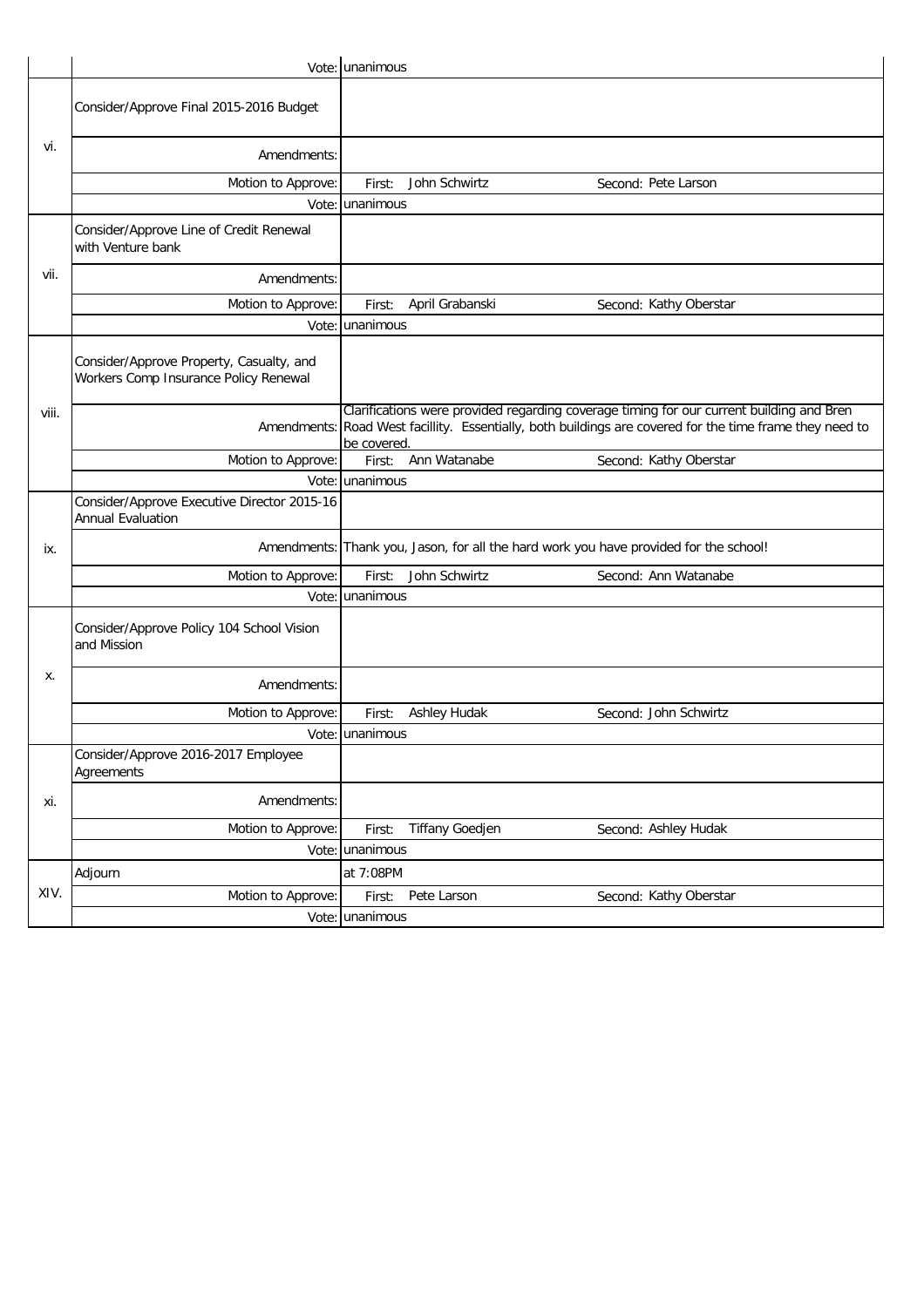| | | | |
|---|---|---|---|
| | Vote: | unanimous | |
| vi. | Consider/Approve Final 2015-2016 Budget | | |
| | Amendments: | | |
| | Motion to Approve: | First: John Schwirtz | Second: Pete Larson |
| | Vote: | unanimous | |
| vii. | Consider/Approve Line of Credit Renewal with Venture bank | | |
| | Amendments: | | |
| | Motion to Approve: | First: April Grabanski | Second: Kathy Oberstar |
| | Vote: | unanimous | |
| viii. | Consider/Approve Property, Casualty, and Workers Comp Insurance Policy Renewal | | |
| | Amendments: | Clarifications were provided regarding coverage timing for our current building and Bren Road West facillity. Essentially, both buildings are covered for the time frame they need to be covered. | |
| | Motion to Approve: | First: Ann Watanabe | Second: Kathy Oberstar |
| | Vote: | unanimous | |
| ix. | Consider/Approve Executive Director 2015-16 Annual Evaluation | | |
| | Amendments: | Thank you, Jason, for all the hard work you have provided for the school! | |
| | Motion to Approve: | First: John Schwirtz | Second: Ann Watanabe |
| | Vote: | unanimous | |
| x. | Consider/Approve Policy 104 School Vision and Mission | | |
| | Amendments: | | |
| | Motion to Approve: | First: Ashley Hudak | Second: John Schwirtz |
| | Vote: | unanimous | |
| xi. | Consider/Approve 2016-2017 Employee Agreements | | |
| | Amendments: | | |
| | Motion to Approve: | First: Tiffany Goedjen | Second: Ashley Hudak |
| | Vote: | unanimous | |
| XIV. | Adjourn | at 7:08PM | |
| | Motion to Approve: | First: Pete Larson | Second: Kathy Oberstar |
| | Vote: | unanimous | |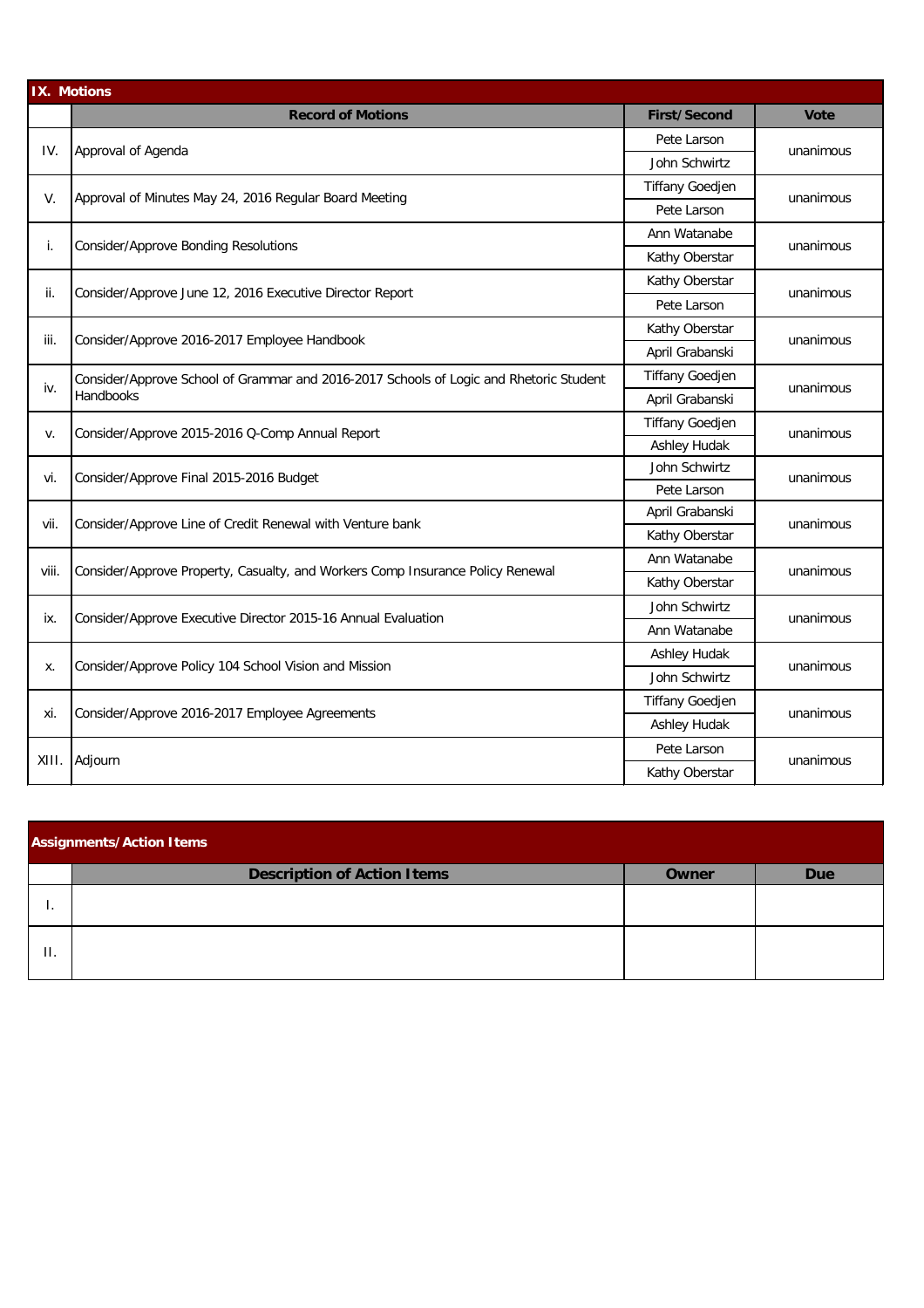## IX. Motions

| | Record of Motions | First/Second | Vote |
|---|---|---|---|
| IV. | Approval of Agenda | Pete Larson | unanimous |
| | | John Schwirtz | |
| V. | Approval of Minutes May 24, 2016 Regular Board Meeting | Tiffany Goedjen | unanimous |
| | | Pete Larson | |
| i. | Consider/Approve Bonding Resolutions | Ann Watanabe | unanimous |
| | | Kathy Oberstar | |
| ii. | Consider/Approve June 12, 2016 Executive Director Report | Kathy Oberstar | unanimous |
| | | Pete Larson | |
| iii. | Consider/Approve 2016-2017 Employee Handbook | Kathy Oberstar | unanimous |
| | | April Grabanski | |
| iv. | Consider/Approve School of Grammar and 2016-2017 Schools of Logic and Rhetoric Student Handbooks | Tiffany Goedjen | unanimous |
| | | April Grabanski | |
| v. | Consider/Approve 2015-2016 Q-Comp Annual Report | Tiffany Goedjen | unanimous |
| | | Ashley Hudak | |
| vi. | Consider/Approve Final 2015-2016 Budget | John Schwirtz | unanimous |
| | | Pete Larson | |
| vii. | Consider/Approve Line of Credit Renewal with Venture bank | April Grabanski | unanimous |
| | | Kathy Oberstar | |
| viii. | Consider/Approve Property, Casualty, and Workers Comp Insurance Policy Renewal | Ann Watanabe | unanimous |
| | | Kathy Oberstar | |
| ix. | Consider/Approve Executive Director 2015-16 Annual Evaluation | John Schwirtz | unanimous |
| | | Ann Watanabe | |
| x. | Consider/Approve Policy 104 School Vision and Mission | Ashley Hudak | unanimous |
| | | John Schwirtz | |
| xi. | Consider/Approve 2016-2017 Employee Agreements | Tiffany Goedjen | unanimous |
| | | Ashley Hudak | |
| XIII. | Adjourn | Pete Larson | unanimous |
| | | Kathy Oberstar | |

## Assignments/Action Items

| | Description of Action Items | Owner | Due |
|---|---|---|---|
| I. | | | |
| II. | | | |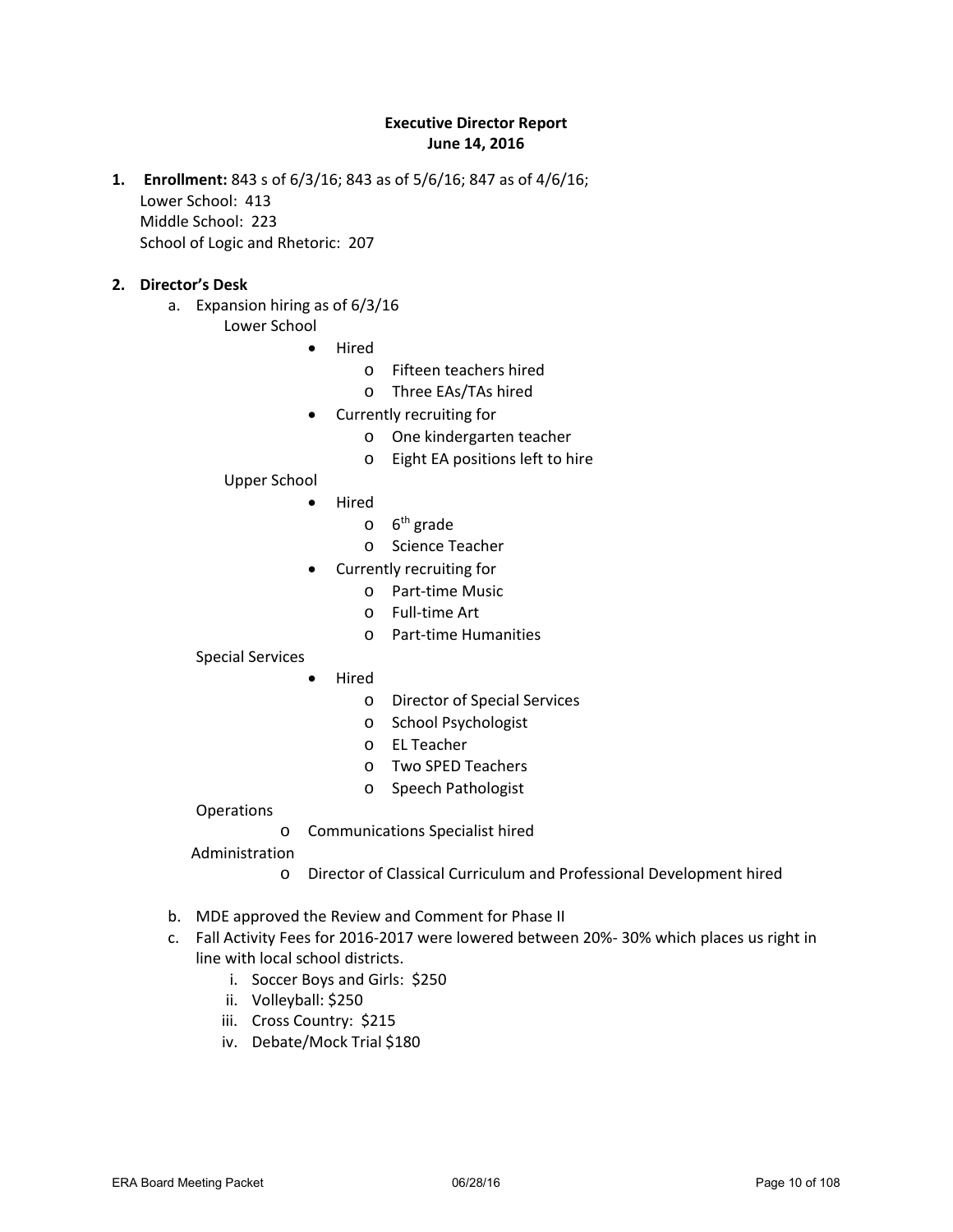**Executive Director Report**
**June 14, 2016**

1. **Enrollment:** 843 s of 6/3/16; 843 as of 5/6/16; 847 as of 4/6/16;
   Lower School: 413
   Middle School: 223
   School of Logic and Rhetoric: 207

2. **Director's Desk**
   a. Expansion hiring as of 6/3/16
      Lower School
      - Hired
        - Fifteen teachers hired
        - Three EAs/TAs hired
      - Currently recruiting for
        - One kindergarten teacher
        - Eight EA positions left to hire

      Upper School
      - Hired
        - 6th grade
        - Science Teacher
      - Currently recruiting for
        - Part-time Music
        - Full-time Art
        - Part-time Humanities

      Special Services
      - Hired
        - Director of Special Services
        - School Psychologist
        - EL Teacher
        - Two SPED Teachers
        - Speech Pathologist

      Operations
      - Communications Specialist hired

      Administration
      - Director of Classical Curriculum and Professional Development hired

   b. MDE approved the Review and Comment for Phase II
   c. Fall Activity Fees for 2016-2017 were lowered between 20%- 30% which places us right in line with local school districts.
      i. Soccer Boys and Girls: $250
      ii. Volleyball: $250
      iii. Cross Country: $215
      iv. Debate/Mock Trial $180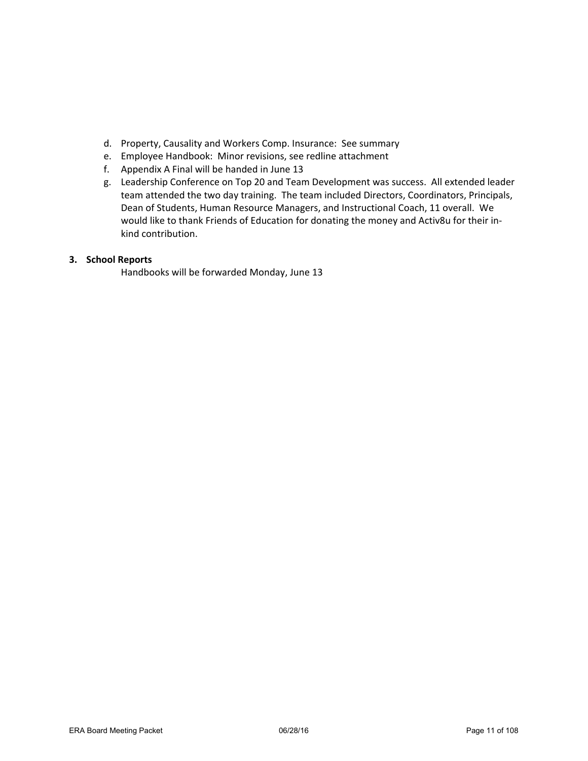d. Property, Causality and Workers Comp. Insurance: See summary
e. Employee Handbook: Minor revisions, see redline attachment
f. Appendix A Final will be handed in June 13
g. Leadership Conference on Top 20 and Team Development was success. All extended leader team attended the two day training. The team included Directors, Coordinators, Principals, Dean of Students, Human Resource Managers, and Instructional Coach, 11 overall. We would like to thank Friends of Education for donating the money and Activ8u for their in-kind contribution.

**3. School Reports**

Handbooks will be forwarded Monday, June 13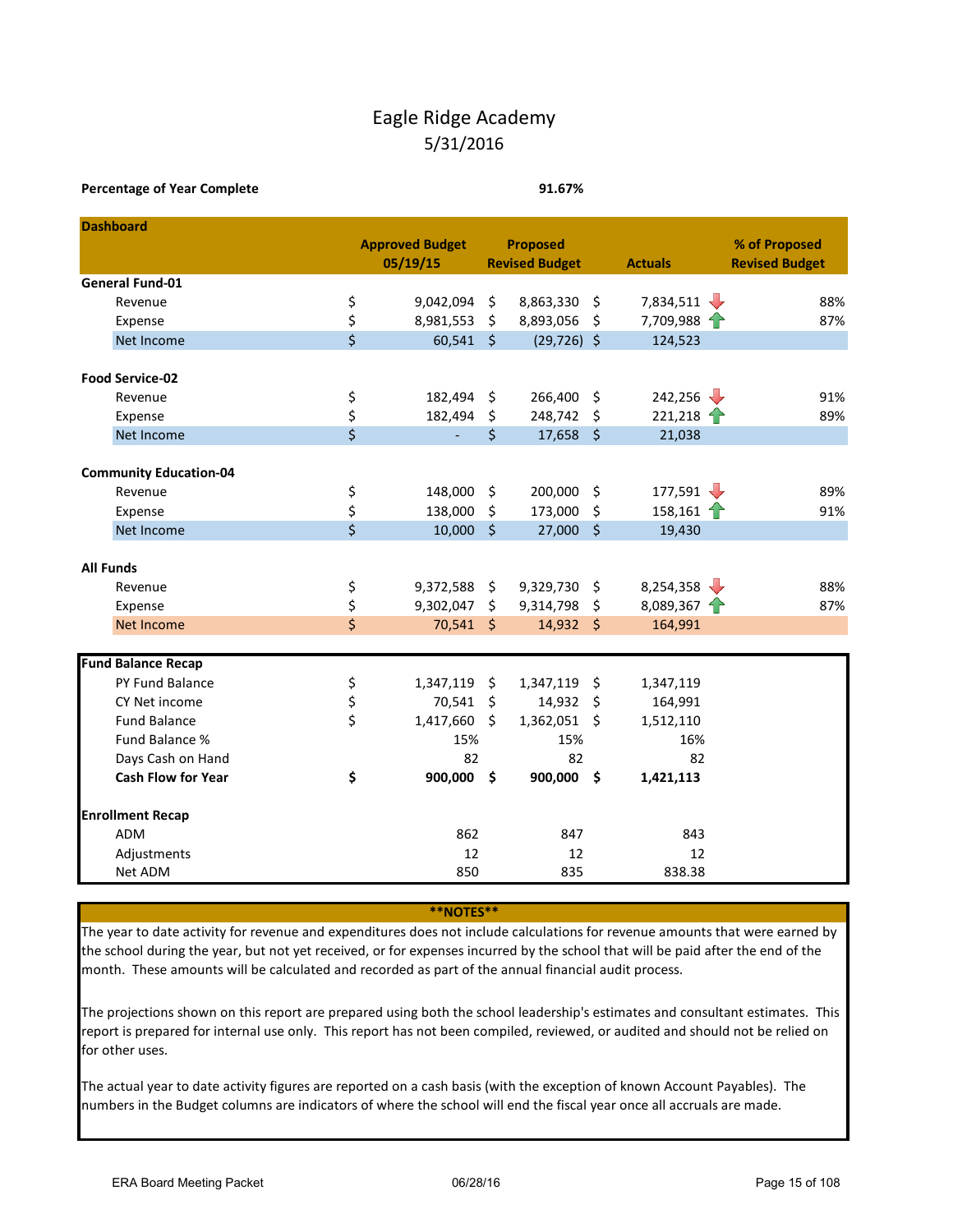# Eagle Ridge Academy

## 5/31/2016

**Percentage of Year Complete** **91.67%**

| **Dashboard** | **Approved Budget 05/19/15** | **Proposed Revised Budget** | **Actuals** | | **% of Proposed Revised Budget** |
|---|---|---|---|---|---|
| **General Fund-01** | | | | | |
| Revenue | $ 9,042,094 | $ 8,863,330 | $ 7,834,511 | ↓ | 88% |
| Expense | $ 8,981,553 | $ 8,893,056 | $ 7,709,988 | ↑ | 87% |
| Net Income | $ 60,541 | $ (29,726) | $ 124,523 | | |
| **Food Service-02** | | | | | |
| Revenue | $ 182,494 | $ 266,400 | $ 242,256 | ↓ | 91% |
| Expense | $ 182,494 | $ 248,742 | $ 221,218 | ↑ | 89% |
| Net Income | $ - | $ 17,658 | $ 21,038 | | |
| **Community Education-04** | | | | | |
| Revenue | $ 148,000 | $ 200,000 | $ 177,591 | ↓ | 89% |
| Expense | $ 138,000 | $ 173,000 | $ 158,161 | ↑ | 91% |
| Net Income | $ 10,000 | $ 27,000 | $ 19,430 | | |
| **All Funds** | | | | | |
| Revenue | $ 9,372,588 | $ 9,329,730 | $ 8,254,358 | ↓ | 88% |
| Expense | $ 9,302,047 | $ 9,314,798 | $ 8,089,367 | ↑ | 87% |
| Net Income | $ 70,541 | $ 14,932 | $ 164,991 | | |

| **Fund Balance Recap** | | | |
|---|---|---|---|
| PY Fund Balance | $ 1,347,119 | $ 1,347,119 | $ 1,347,119 |
| CY Net income | $ 70,541 | $ 14,932 | $ 164,991 |
| Fund Balance | $ 1,417,660 | $ 1,362,051 | $ 1,512,110 |
| Fund Balance % | 15% | 15% | 16% |
| Days Cash on Hand | 82 | 82 | 82 |
| **Cash Flow for Year** | **$ 900,000** | **$ 900,000** | **$ 1,421,113** |
| **Enrollment Recap** | | | |
| ADM | 862 | 847 | 843 |
| Adjustments | 12 | 12 | 12 |
| Net ADM | 850 | 835 | 838.38 |

**\*\*NOTES\*\***

The year to date activity for revenue and expenditures does not include calculations for revenue amounts that were earned by the school during the year, but not yet received, or for expenses incurred by the school that will be paid after the end of the month. These amounts will be calculated and recorded as part of the annual financial audit process.

The projections shown on this report are prepared using both the school leadership's estimates and consultant estimates. This report is prepared for internal use only. This report has not been compiled, reviewed, or audited and should not be relied on for other uses.

The actual year to date activity figures are reported on a cash basis (with the exception of known Account Payables). The numbers in the Budget columns are indicators of where the school will end the fiscal year once all accruals are made.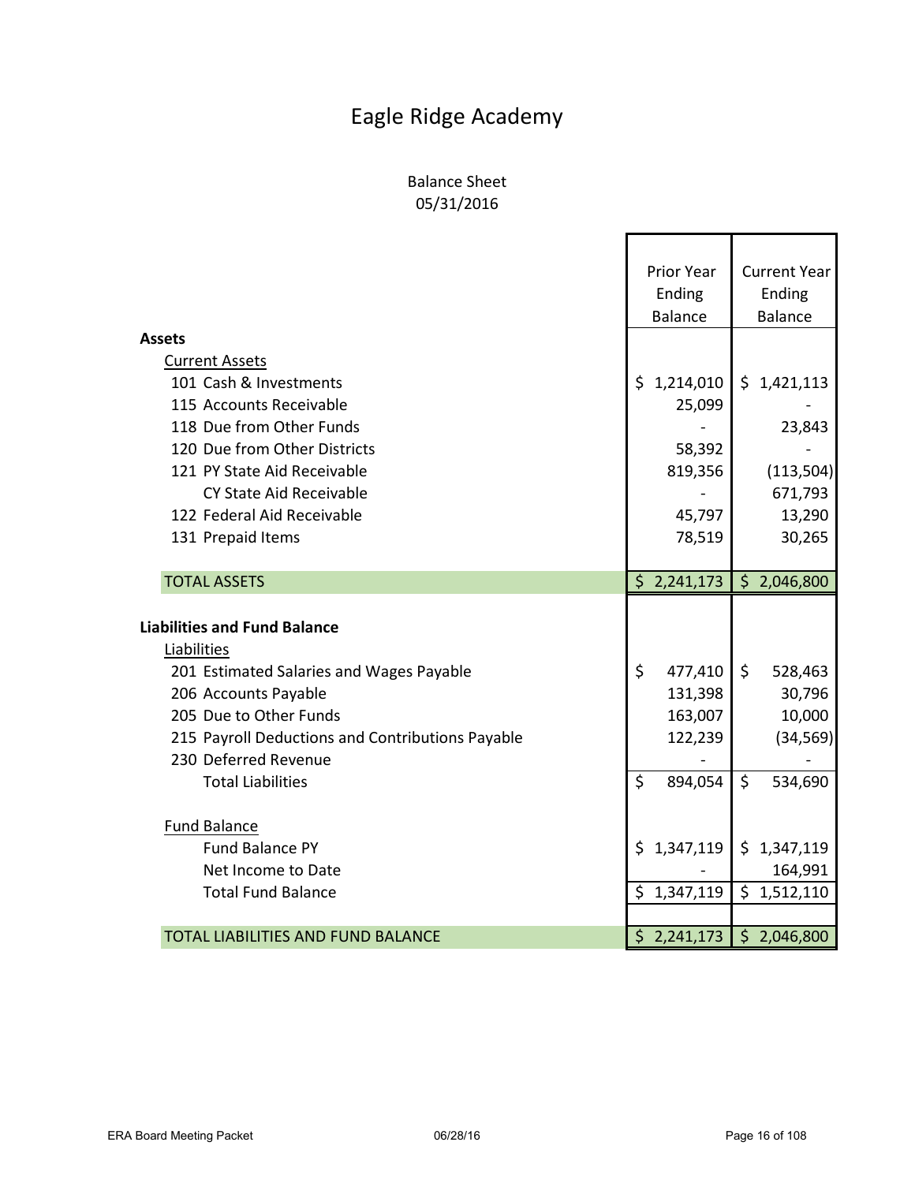# Eagle Ridge Academy

Balance Sheet
05/31/2016

| | Prior Year Ending Balance | Current Year Ending Balance |
|---|---|---|
| **Assets** | | |
| Current Assets | | |
| 101 Cash & Investments | $ 1,214,010 | $ 1,421,113 |
| 115 Accounts Receivable | 25,099 | - |
| 118 Due from Other Funds | - | 23,843 |
| 120 Due from Other Districts | 58,392 | - |
| 121 PY State Aid Receivable | 819,356 | (113,504) |
| CY State Aid Receivable | - | 671,793 |
| 122 Federal Aid Receivable | 45,797 | 13,290 |
| 131 Prepaid Items | 78,519 | 30,265 |
| TOTAL ASSETS | $ 2,241,173 | $ 2,046,800 |
| **Liabilities and Fund Balance** | | |
| Liabilities | | |
| 201 Estimated Salaries and Wages Payable | $ 477,410 | $ 528,463 |
| 206 Accounts Payable | 131,398 | 30,796 |
| 205 Due to Other Funds | 163,007 | 10,000 |
| 215 Payroll Deductions and Contributions Payable | 122,239 | (34,569) |
| 230 Deferred Revenue | - | - |
| Total Liabilities | $ 894,054 | $ 534,690 |
| Fund Balance | | |
| Fund Balance PY | $ 1,347,119 | $ 1,347,119 |
| Net Income to Date | - | 164,991 |
| Total Fund Balance | $ 1,347,119 | $ 1,512,110 |
| TOTAL LIABILITIES AND FUND BALANCE | $ 2,241,173 | $ 2,046,800 |